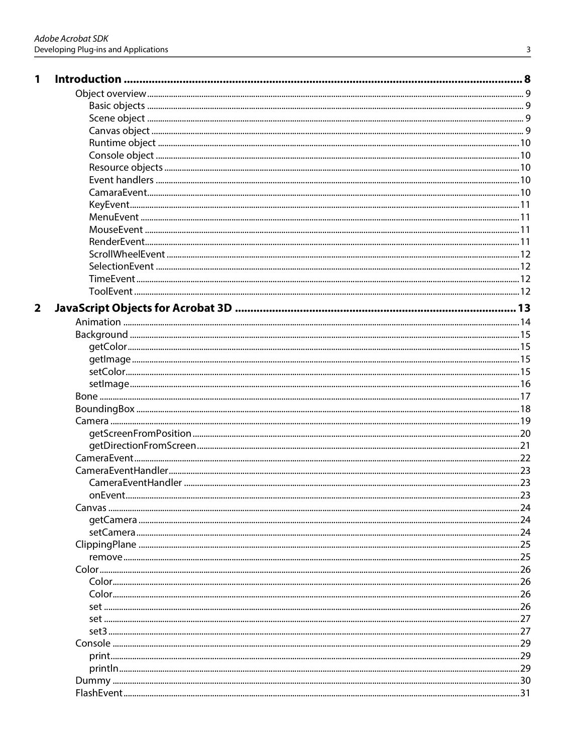| | | |
|---|---|---|
| **1** | **Introduction** | **8** |
| | Object overview | 9 |
| | Basic objects | 9 |
| | Scene object | 9 |
| | Canvas object | 9 |
| | Runtime object | 10 |
| | Console object | 10 |
| | Resource objects | 10 |
| | Event handlers | 10 |
| | CamaraEvent | 10 |
| | KeyEvent | 11 |
| | MenuEvent | 11 |
| | MouseEvent | 11 |
| | RenderEvent | 11 |
| | ScrollWheelEvent | 12 |
| | SelectionEvent | 12 |
| | TimeEvent | 12 |
| | ToolEvent | 12 |
| **2** | **JavaScript Objects for Acrobat 3D** | **13** |
| | Animation | 14 |
| | Background | 15 |
| | getColor | 15 |
| | getImage | 15 |
| | setColor | 15 |
| | setImage | 16 |
| | Bone | 17 |
| | BoundingBox | 18 |
| | Camera | 19 |
| | getScreenFromPosition | 20 |
| | getDirectionFromScreen | 21 |
| | CameraEvent | 22 |
| | CameraEventHandler | 23 |
| | CameraEventHandler | 23 |
| | onEvent | 23 |
| | Canvas | 24 |
| | getCamera | 24 |
| | setCamera | 24 |
| | ClippingPlane | 25 |
| | remove | 25 |
| | Color | 26 |
| | Color | 26 |
| | Color | 26 |
| | set | 26 |
| | set | 27 |
| | set3 | 27 |
| | Console | 29 |
| | print | 29 |
| | println | 29 |
| | Dummy | 30 |
| | FlashEvent | 31 |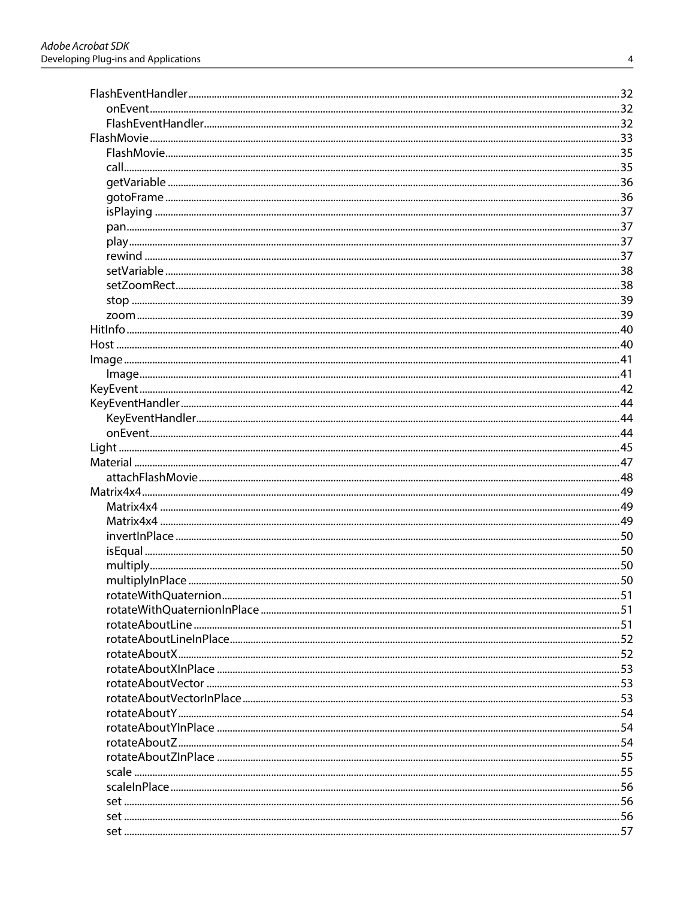- FlashEventHandler .......... 32
  - onEvent .......... 32
  - FlashEventHandler .......... 32
- FlashMovie .......... 33
  - FlashMovie .......... 35
  - call .......... 35
  - getVariable .......... 36
  - gotoFrame .......... 36
  - isPlaying .......... 37
  - pan .......... 37
  - play .......... 37
  - rewind .......... 37
  - setVariable .......... 38
  - setZoomRect .......... 38
  - stop .......... 39
  - zoom .......... 39
- HitInfo .......... 40
- Host .......... 40
- Image .......... 41
  - Image .......... 41
- KeyEvent .......... 42
- KeyEventHandler .......... 44
  - KeyEventHandler .......... 44
  - onEvent .......... 44
- Light .......... 45
- Material .......... 47
  - attachFlashMovie .......... 48
- Matrix4x4 .......... 49
  - Matrix4x4 .......... 49
  - Matrix4x4 .......... 49
  - invertInPlace .......... 50
  - isEqual .......... 50
  - multiply .......... 50
  - multiplyInPlace .......... 50
  - rotateWithQuaternion .......... 51
  - rotateWithQuaternionInPlace .......... 51
  - rotateAboutLine .......... 51
  - rotateAboutLineInPlace .......... 52
  - rotateAboutX .......... 52
  - rotateAboutXInPlace .......... 53
  - rotateAboutVector .......... 53
  - rotateAboutVectorInPlace .......... 53
  - rotateAboutY .......... 54
  - rotateAboutYInPlace .......... 54
  - rotateAboutZ .......... 54
  - rotateAboutZInPlace .......... 55
  - scale .......... 55
  - scaleInPlace .......... 56
  - set .......... 56
  - set .......... 56
  - set .......... 57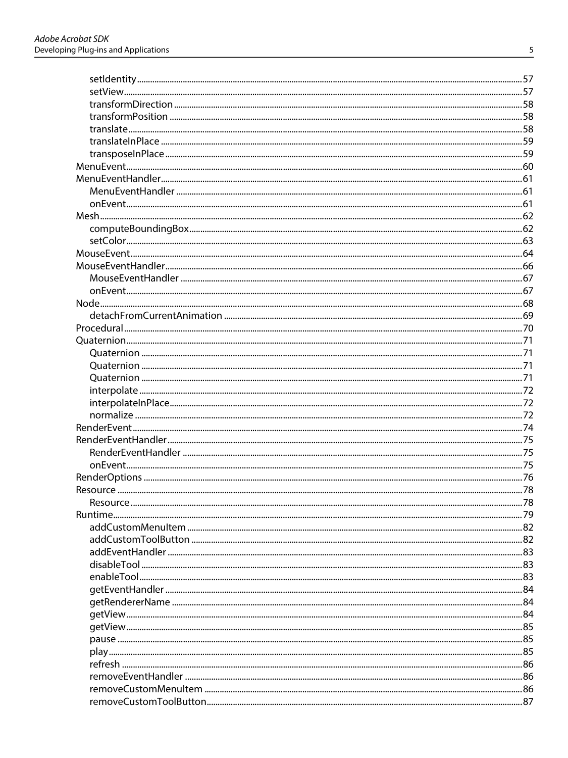- setIdentity .......... 57
- setView .......... 57
- transformDirection .......... 58
- transformPosition .......... 58
- translate .......... 58
- translateInPlace .......... 59
- transposeInPlace .......... 59

MenuEvent .......... 60

MenuEventHandler .......... 61

- MenuEventHandler .......... 61
- onEvent .......... 61

Mesh .......... 62

- computeBoundingBox .......... 62
- setColor .......... 63

MouseEvent .......... 64

MouseEventHandler .......... 66

- MouseEventHandler .......... 67
- onEvent .......... 67

Node .......... 68

- detachFromCurrentAnimation .......... 69

Procedural .......... 70

Quaternion .......... 71

- Quaternion .......... 71
- Quaternion .......... 71
- Quaternion .......... 71
- interpolate .......... 72
- interpolateInPlace .......... 72
- normalize .......... 72

RenderEvent .......... 74

RenderEventHandler .......... 75

- RenderEventHandler .......... 75
- onEvent .......... 75

RenderOptions .......... 76

Resource .......... 78

- Resource .......... 78

Runtime .......... 79

- addCustomMenuItem .......... 82
- addCustomToolButton .......... 82
- addEventHandler .......... 83
- disableTool .......... 83
- enableTool .......... 83
- getEventHandler .......... 84
- getRendererName .......... 84
- getView .......... 84
- getView .......... 85
- pause .......... 85
- play .......... 85
- refresh .......... 86
- removeEventHandler .......... 86
- removeCustomMenuItem .......... 86
- removeCustomToolButton .......... 87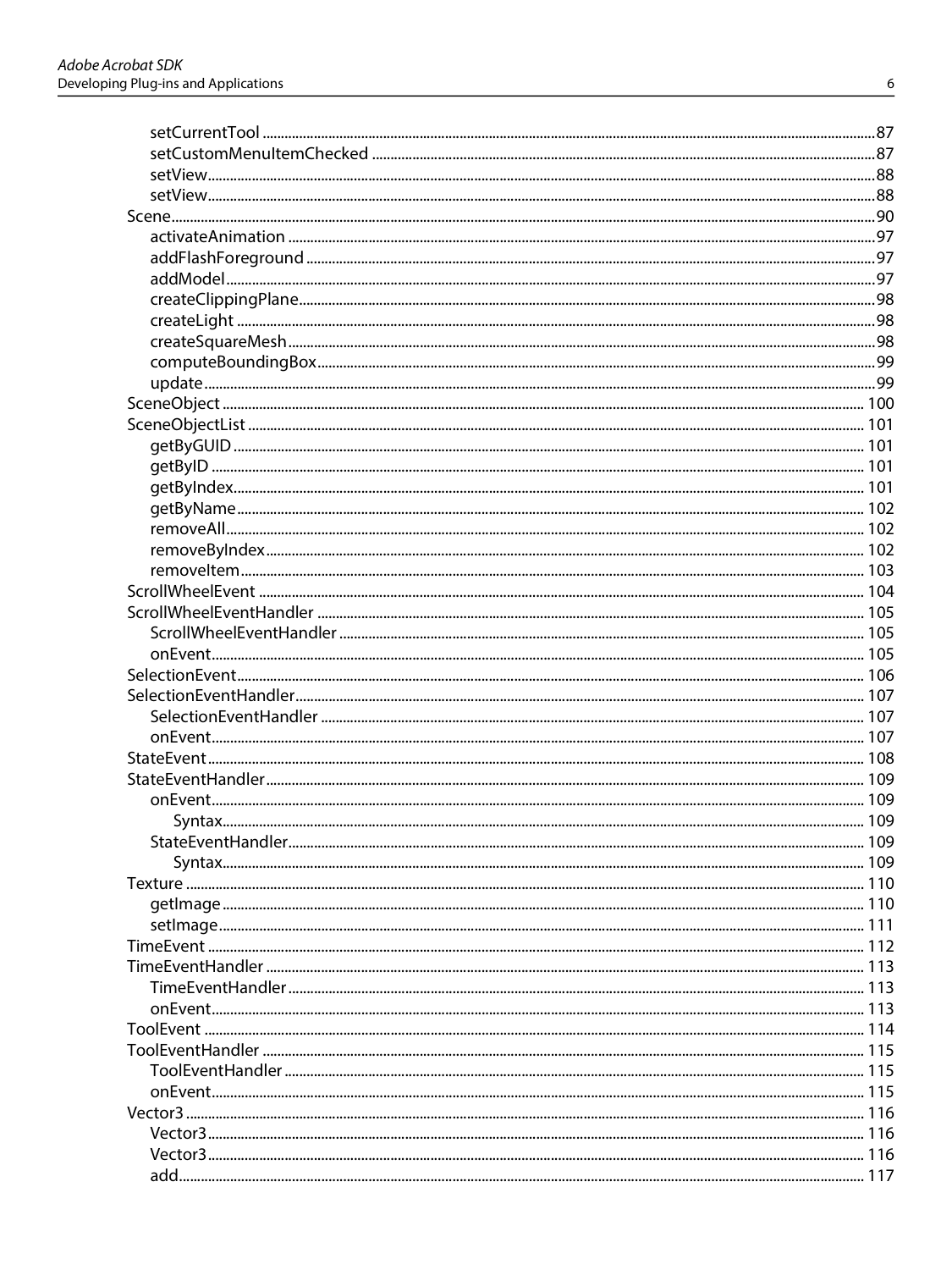- setCurrentTool ... 87
- setCustomMenuItemChecked ... 87
- setView ... 88
- setView ... 88

Scene ... 90

- activateAnimation ... 97
- addFlashForeground ... 97
- addModel ... 97
- createClippingPlane ... 98
- createLight ... 98
- createSquareMesh ... 98
- computeBoundingBox ... 99
- update ... 99

SceneObject ... 100

SceneObjectList ... 101

- getByGUID ... 101
- getByID ... 101
- getByIndex ... 101
- getByName ... 102
- removeAll ... 102
- removeByIndex ... 102
- removeItem ... 103

ScrollWheelEvent ... 104

ScrollWheelEventHandler ... 105

- ScrollWheelEventHandler ... 105
- onEvent ... 105

SelectionEvent ... 106

SelectionEventHandler ... 107

- SelectionEventHandler ... 107
- onEvent ... 107

StateEvent ... 108

StateEventHandler ... 109

- onEvent ... 109
  - Syntax ... 109
- StateEventHandler ... 109
  - Syntax ... 109

Texture ... 110

- getImage ... 110
- setImage ... 111

TimeEvent ... 112

TimeEventHandler ... 113

- TimeEventHandler ... 113
- onEvent ... 113

ToolEvent ... 114

ToolEventHandler ... 115

- ToolEventHandler ... 115
- onEvent ... 115

Vector3 ... 116

- Vector3 ... 116
- Vector3 ... 116
- add ... 117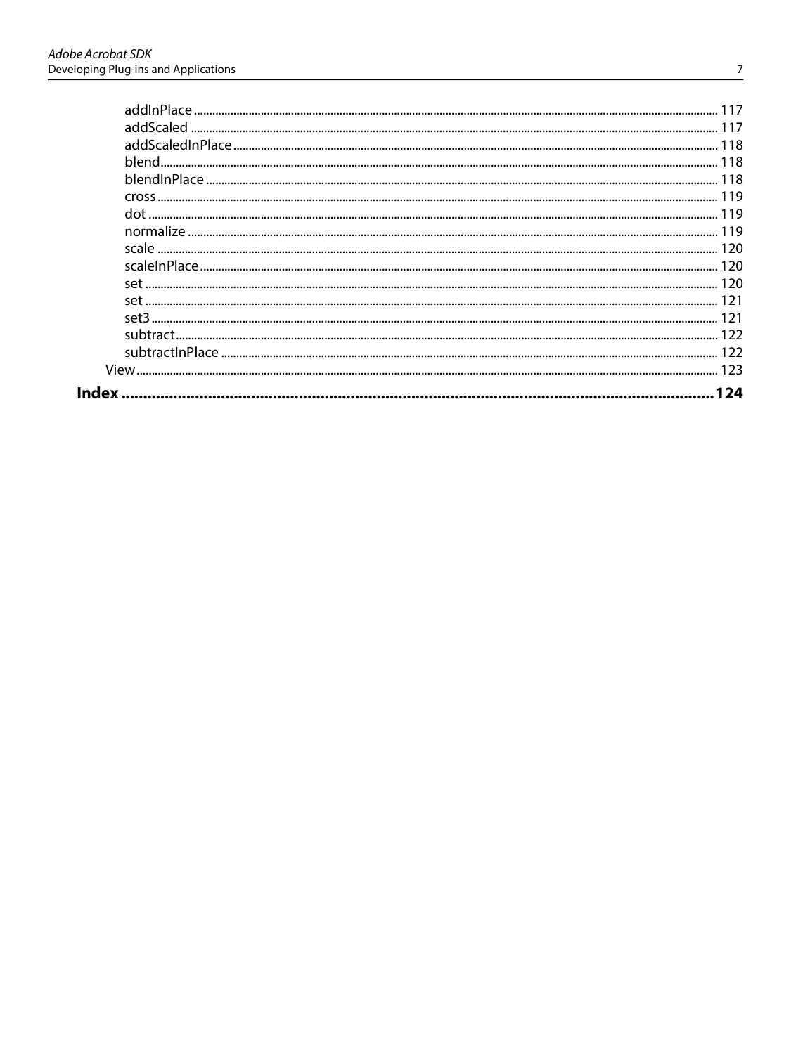addInPlace ........................................................ 117
addScaled ........................................................ 117
addScaledInPlace ........................................................ 118
blend ........................................................ 118
blendInPlace ........................................................ 118
cross ........................................................ 119
dot ........................................................ 119
normalize ........................................................ 119
scale ........................................................ 120
scaleInPlace ........................................................ 120
set ........................................................ 120
set ........................................................ 121
set3 ........................................................ 121
subtract ........................................................ 122
subtractInPlace ........................................................ 122
View ........................................................ 123

**Index ........................................................ 124**